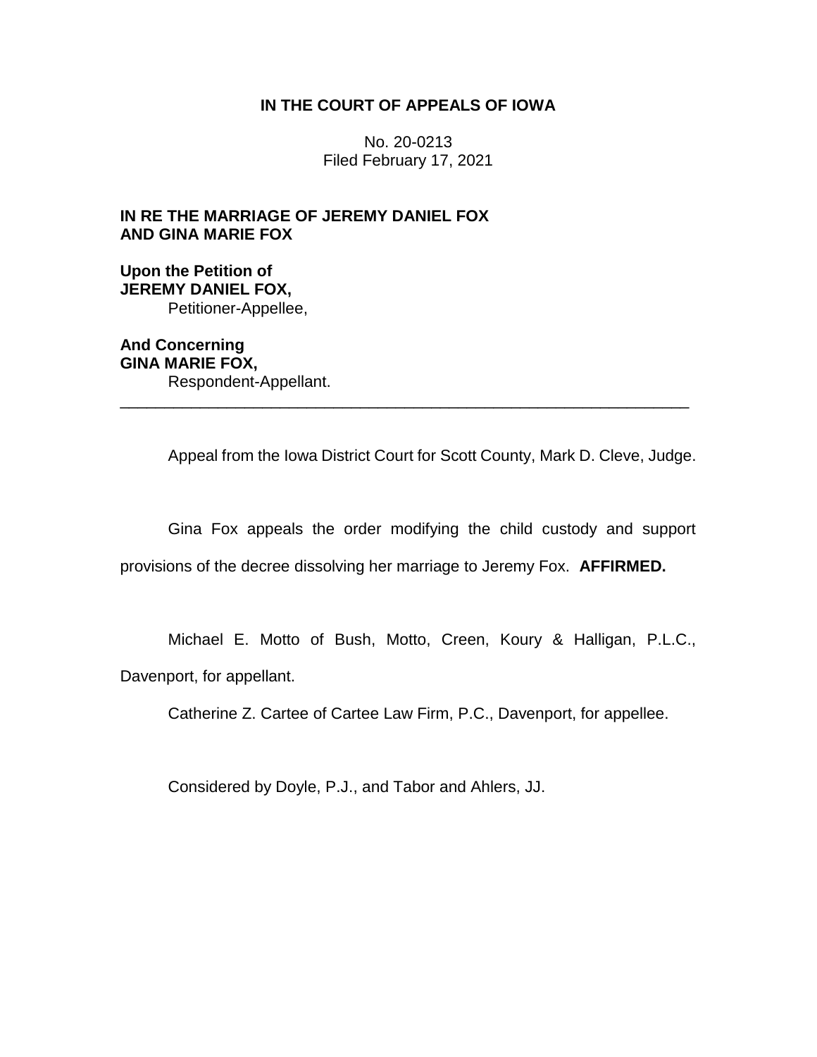# IN THE COURT OF APPEALS OF IOWA

No. 20-0213
Filed February 17, 2021

**IN RE THE MARRIAGE OF JEREMY DANIEL FOX AND GINA MARIE FOX**

**Upon the Petition of**
**JEREMY DANIEL FOX,**
Petitioner-Appellee,

**And Concerning**
**GINA MARIE FOX,**
Respondent-Appellant.

---

Appeal from the Iowa District Court for Scott County, Mark D. Cleve, Judge.

Gina Fox appeals the order modifying the child custody and support provisions of the decree dissolving her marriage to Jeremy Fox. **AFFIRMED.**

Michael E. Motto of Bush, Motto, Creen, Koury & Halligan, P.L.C., Davenport, for appellant.

Catherine Z. Cartee of Cartee Law Firm, P.C., Davenport, for appellee.

Considered by Doyle, P.J., and Tabor and Ahlers, JJ.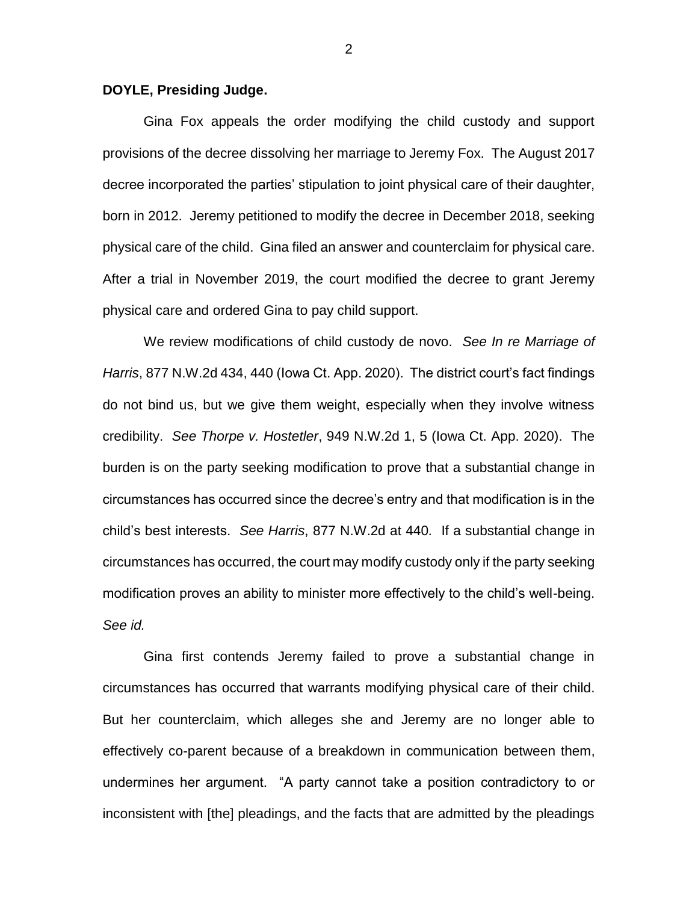**DOYLE, Presiding Judge.**

Gina Fox appeals the order modifying the child custody and support provisions of the decree dissolving her marriage to Jeremy Fox. The August 2017 decree incorporated the parties' stipulation to joint physical care of their daughter, born in 2012. Jeremy petitioned to modify the decree in December 2018, seeking physical care of the child. Gina filed an answer and counterclaim for physical care. After a trial in November 2019, the court modified the decree to grant Jeremy physical care and ordered Gina to pay child support.

We review modifications of child custody de novo. *See In re Marriage of Harris*, 877 N.W.2d 434, 440 (Iowa Ct. App. 2020). The district court's fact findings do not bind us, but we give them weight, especially when they involve witness credibility. *See Thorpe v. Hostetler*, 949 N.W.2d 1, 5 (Iowa Ct. App. 2020). The burden is on the party seeking modification to prove that a substantial change in circumstances has occurred since the decree's entry and that modification is in the child's best interests. *See Harris*, 877 N.W.2d at 440. If a substantial change in circumstances has occurred, the court may modify custody only if the party seeking modification proves an ability to minister more effectively to the child's well-being. *See id.*

Gina first contends Jeremy failed to prove a substantial change in circumstances has occurred that warrants modifying physical care of their child. But her counterclaim, which alleges she and Jeremy are no longer able to effectively co-parent because of a breakdown in communication between them, undermines her argument. "A party cannot take a position contradictory to or inconsistent with [the] pleadings, and the facts that are admitted by the pleadings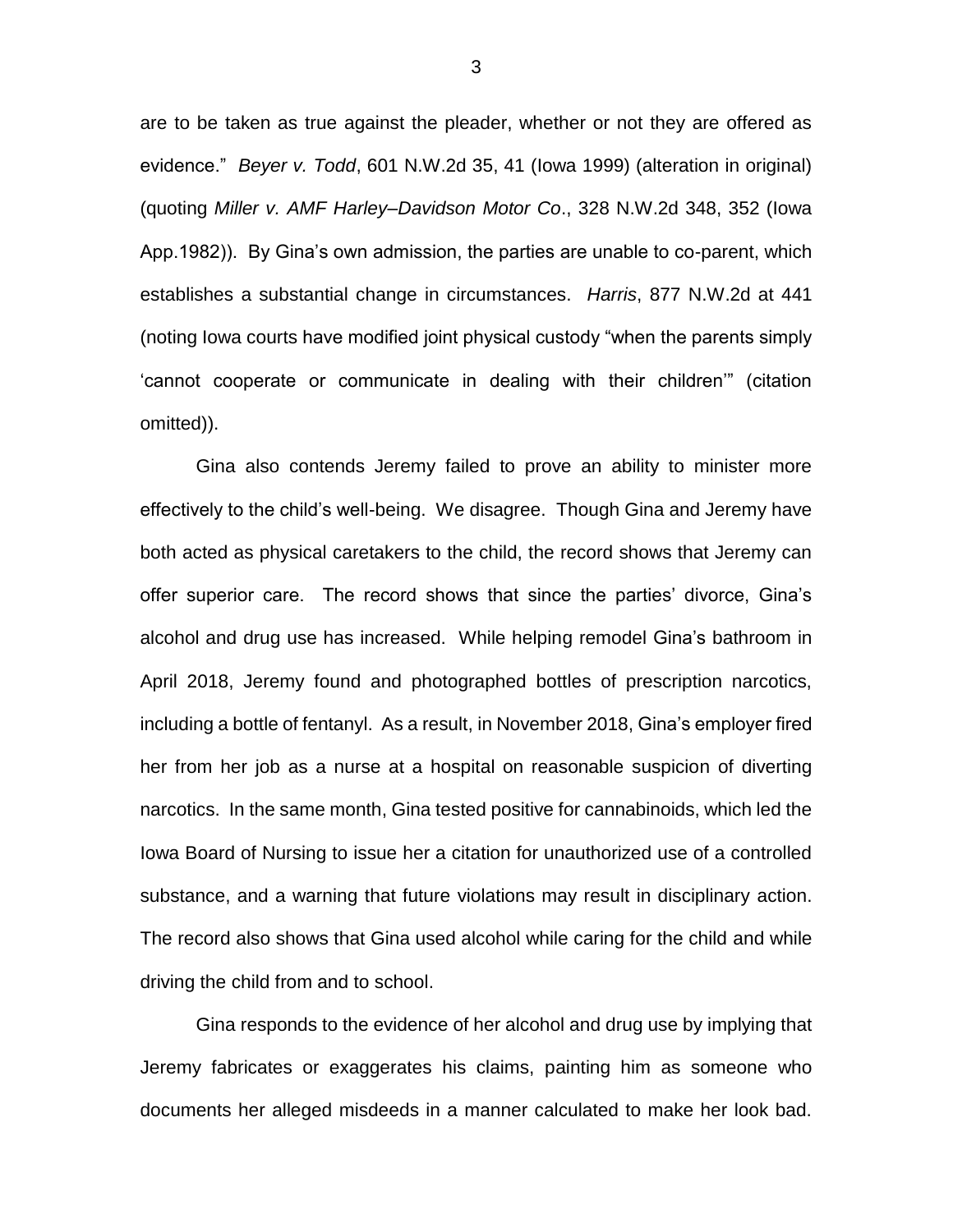are to be taken as true against the pleader, whether or not they are offered as evidence." *Beyer v. Todd*, 601 N.W.2d 35, 41 (Iowa 1999) (alteration in original) (quoting *Miller v. AMF Harley–Davidson Motor Co*., 328 N.W.2d 348, 352 (Iowa App.1982)). By Gina's own admission, the parties are unable to co-parent, which establishes a substantial change in circumstances. *Harris*, 877 N.W.2d at 441 (noting Iowa courts have modified joint physical custody "when the parents simply 'cannot cooperate or communicate in dealing with their children'" (citation omitted)).

Gina also contends Jeremy failed to prove an ability to minister more effectively to the child's well-being. We disagree. Though Gina and Jeremy have both acted as physical caretakers to the child, the record shows that Jeremy can offer superior care. The record shows that since the parties' divorce, Gina's alcohol and drug use has increased. While helping remodel Gina's bathroom in April 2018, Jeremy found and photographed bottles of prescription narcotics, including a bottle of fentanyl. As a result, in November 2018, Gina's employer fired her from her job as a nurse at a hospital on reasonable suspicion of diverting narcotics. In the same month, Gina tested positive for cannabinoids, which led the Iowa Board of Nursing to issue her a citation for unauthorized use of a controlled substance, and a warning that future violations may result in disciplinary action. The record also shows that Gina used alcohol while caring for the child and while driving the child from and to school.

Gina responds to the evidence of her alcohol and drug use by implying that Jeremy fabricates or exaggerates his claims, painting him as someone who documents her alleged misdeeds in a manner calculated to make her look bad.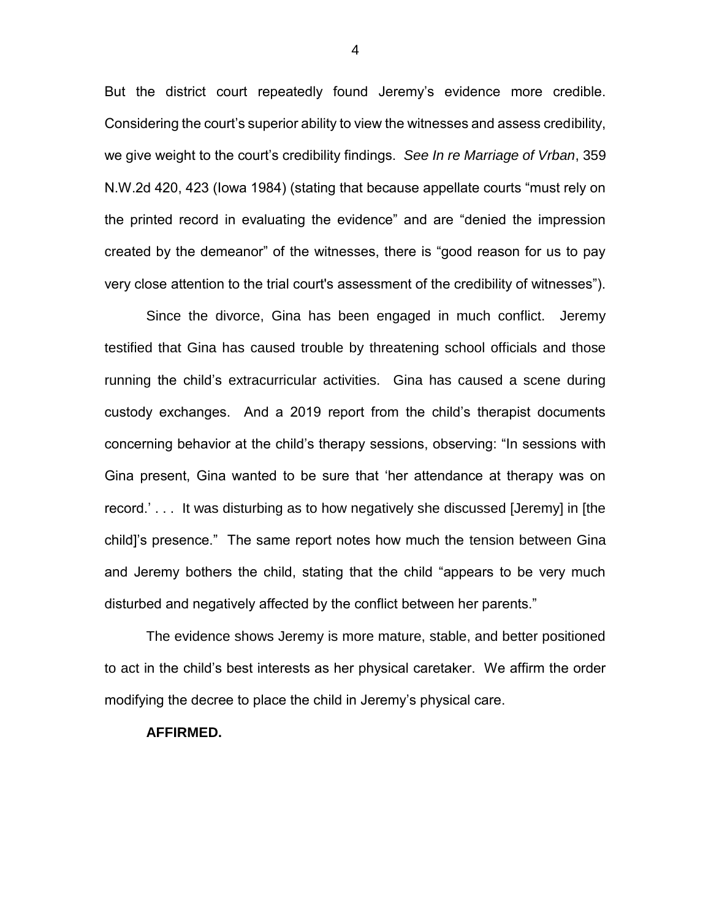But the district court repeatedly found Jeremy's evidence more credible. Considering the court's superior ability to view the witnesses and assess credibility, we give weight to the court's credibility findings. *See In re Marriage of Vrban*, 359 N.W.2d 420, 423 (Iowa 1984) (stating that because appellate courts "must rely on the printed record in evaluating the evidence" and are "denied the impression created by the demeanor" of the witnesses, there is "good reason for us to pay very close attention to the trial court's assessment of the credibility of witnesses").

Since the divorce, Gina has been engaged in much conflict. Jeremy testified that Gina has caused trouble by threatening school officials and those running the child's extracurricular activities. Gina has caused a scene during custody exchanges. And a 2019 report from the child's therapist documents concerning behavior at the child's therapy sessions, observing: "In sessions with Gina present, Gina wanted to be sure that 'her attendance at therapy was on record.' . . . It was disturbing as to how negatively she discussed [Jeremy] in [the child]'s presence." The same report notes how much the tension between Gina and Jeremy bothers the child, stating that the child "appears to be very much disturbed and negatively affected by the conflict between her parents."

The evidence shows Jeremy is more mature, stable, and better positioned to act in the child's best interests as her physical caretaker. We affirm the order modifying the decree to place the child in Jeremy's physical care.

**AFFIRMED.**